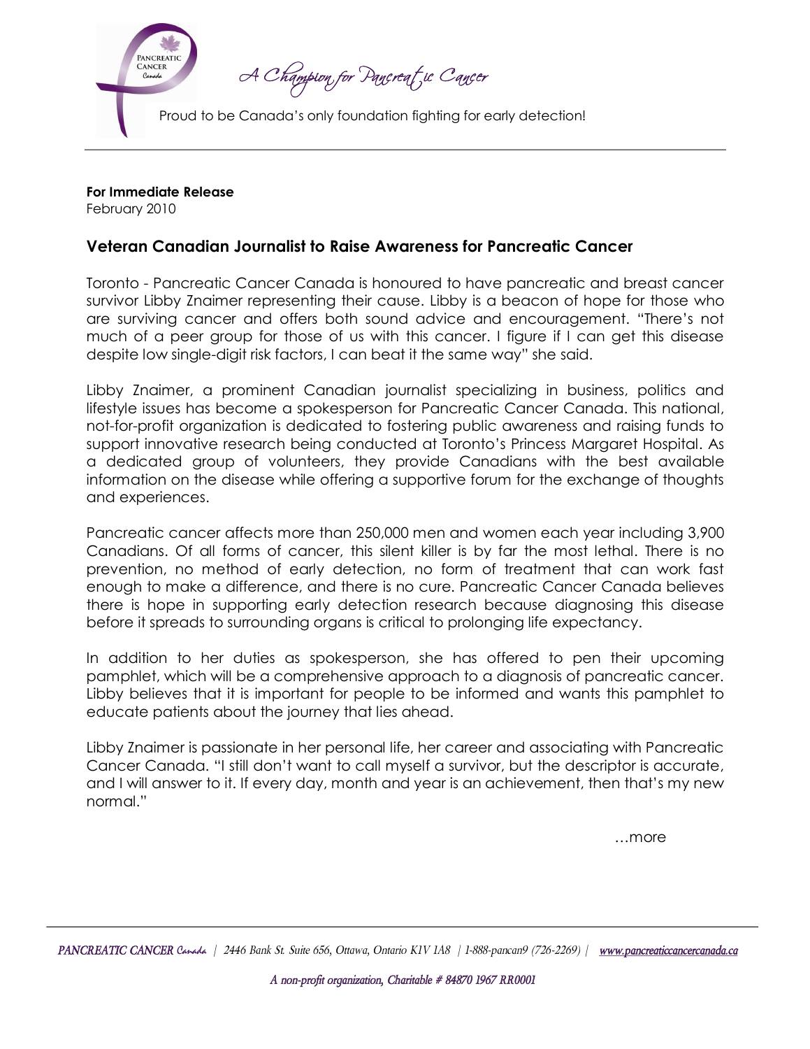A Champion for Pancreatic Cancer

Proud to be Canada's only foundation fighting for early detection!

**For Immediate Release**
February 2010

## Veteran Canadian Journalist to Raise Awareness for Pancreatic Cancer

Toronto - Pancreatic Cancer Canada is honoured to have pancreatic and breast cancer survivor Libby Znaimer representing their cause. Libby is a beacon of hope for those who are surviving cancer and offers both sound advice and encouragement. "There's not much of a peer group for those of us with this cancer. I figure if I can get this disease despite low single-digit risk factors, I can beat it the same way" she said.

Libby Znaimer, a prominent Canadian journalist specializing in business, politics and lifestyle issues has become a spokesperson for Pancreatic Cancer Canada. This national, not-for-profit organization is dedicated to fostering public awareness and raising funds to support innovative research being conducted at Toronto's Princess Margaret Hospital. As a dedicated group of volunteers, they provide Canadians with the best available information on the disease while offering a supportive forum for the exchange of thoughts and experiences.

Pancreatic cancer affects more than 250,000 men and women each year including 3,900 Canadians. Of all forms of cancer, this silent killer is by far the most lethal. There is no prevention, no method of early detection, no form of treatment that can work fast enough to make a difference, and there is no cure. Pancreatic Cancer Canada believes there is hope in supporting early detection research because diagnosing this disease before it spreads to surrounding organs is critical to prolonging life expectancy.

In addition to her duties as spokesperson, she has offered to pen their upcoming pamphlet, which will be a comprehensive approach to a diagnosis of pancreatic cancer. Libby believes that it is important for people to be informed and wants this pamphlet to educate patients about the journey that lies ahead.

Libby Znaimer is passionate in her personal life, her career and associating with Pancreatic Cancer Canada. "I still don't want to call myself a survivor, but the descriptor is accurate, and I will answer to it. If every day, month and year is an achievement, then that's my new normal."

…more

*PANCREATIC CANCER Canada | 2446 Bank St. Suite 656, Ottawa, Ontario K1V 1A8 | 1-888-pancan9 (726-2269) | www.pancreaticcancercanada.ca*

*A non-profit organization, Charitable # 84870 1967 RR0001*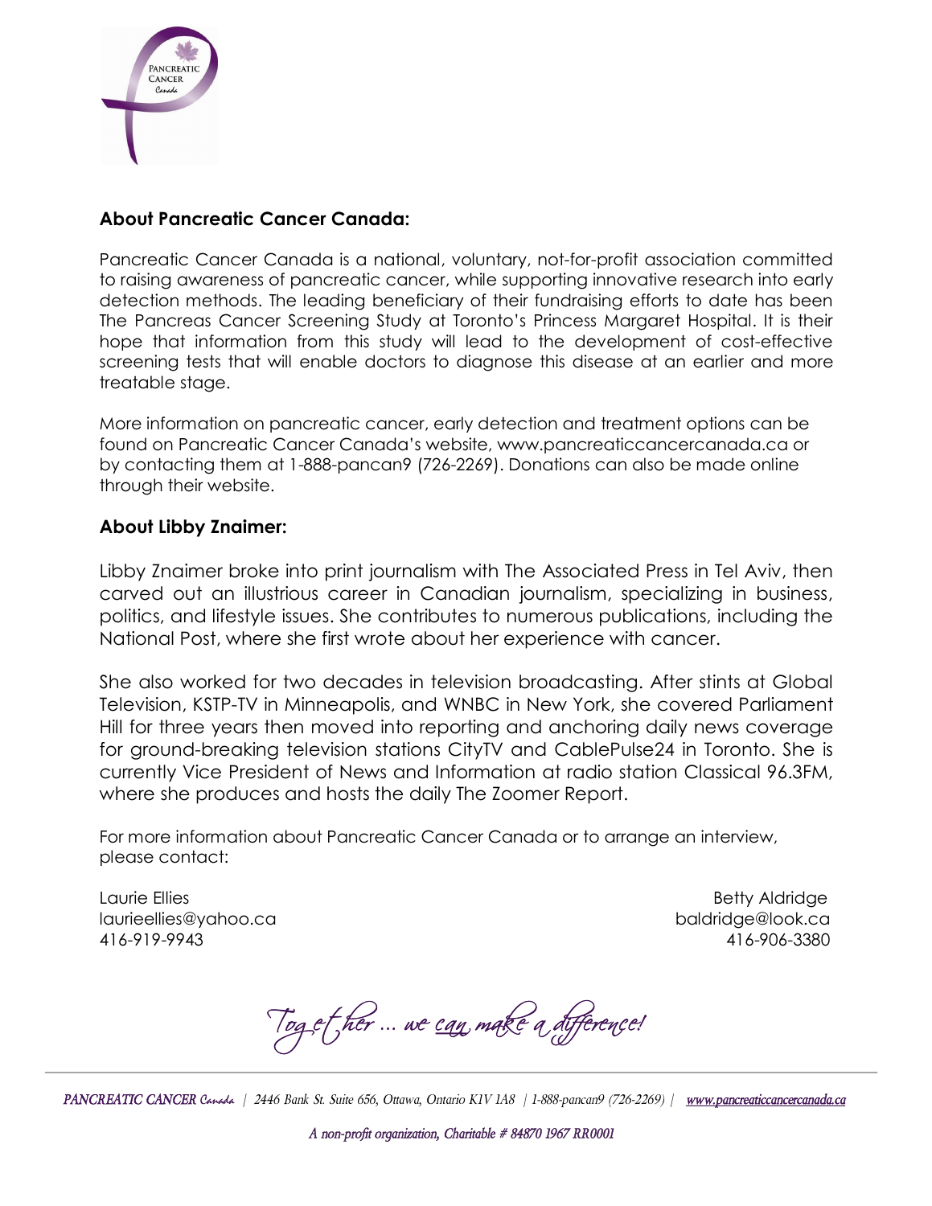## About Pancreatic Cancer Canada:

Pancreatic Cancer Canada is a national, voluntary, not-for-profit association committed to raising awareness of pancreatic cancer, while supporting innovative research into early detection methods. The leading beneficiary of their fundraising efforts to date has been The Pancreas Cancer Screening Study at Toronto's Princess Margaret Hospital. It is their hope that information from this study will lead to the development of cost-effective screening tests that will enable doctors to diagnose this disease at an earlier and more treatable stage.

More information on pancreatic cancer, early detection and treatment options can be found on Pancreatic Cancer Canada's website, www.pancreaticcancercanada.ca or by contacting them at 1-888-pancan9 (726-2269). Donations can also be made online through their website.

## About Libby Znaimer:

Libby Znaimer broke into print journalism with The Associated Press in Tel Aviv, then carved out an illustrious career in Canadian journalism, specializing in business, politics, and lifestyle issues. She contributes to numerous publications, including the National Post, where she first wrote about her experience with cancer.

She also worked for two decades in television broadcasting. After stints at Global Television, KSTP-TV in Minneapolis, and WNBC in New York, she covered Parliament Hill for three years then moved into reporting and anchoring daily news coverage for ground-breaking television stations CityTV and CablePulse24 in Toronto. She is currently Vice President of News and Information at radio station Classical 96.3FM, where she produces and hosts the daily The Zoomer Report.

For more information about Pancreatic Cancer Canada or to arrange an interview, please contact:

Laurie Ellies
laurieellies@yahoo.ca
416-919-9943

Betty Aldridge
baldridge@look.ca
416-906-3380

*Together ... we can make a difference!*

*PANCREATIC CANCER Canada | 2446 Bank St. Suite 656, Ottawa, Ontario K1V 1A8 | 1-888-pancan9 (726-2269) | www.pancreaticcancercanada.ca*

*A non-profit organization, Charitable # 84870 1967 RR0001*